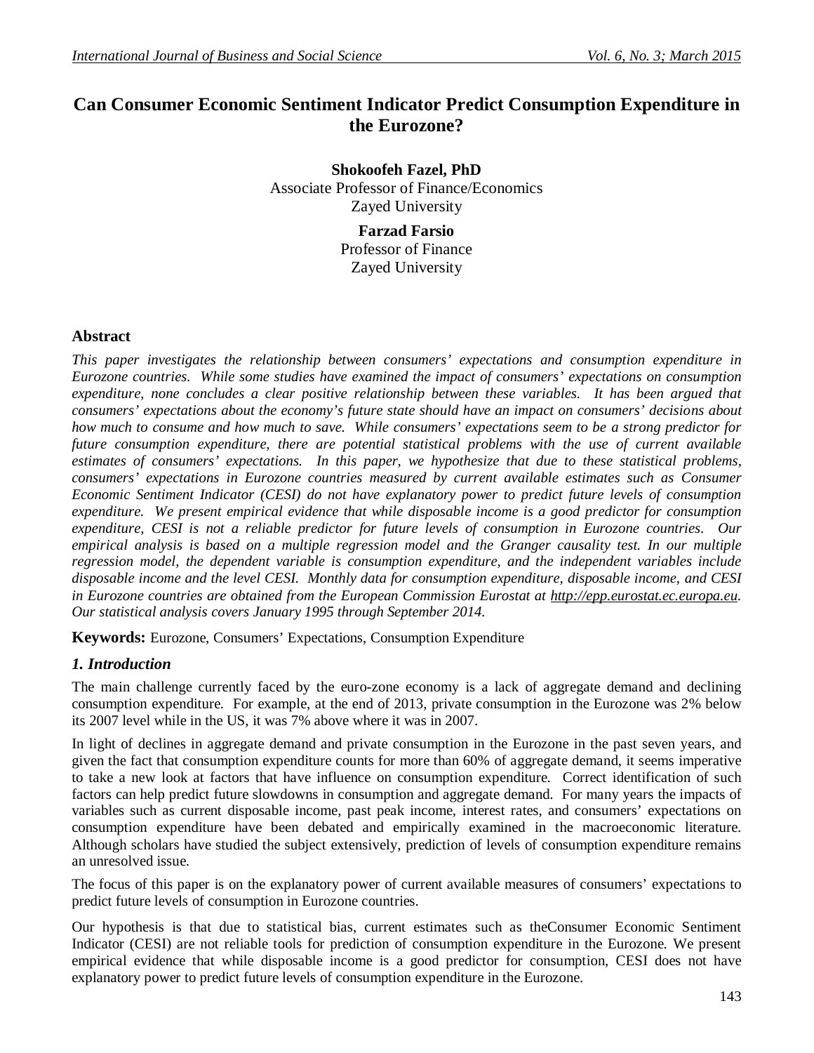# Can Consumer Economic Sentiment Indicator Predict Consumption Expenditure in the Eurozone?

**Shokoofeh Fazel, PhD**
Associate Professor of Finance/Economics
Zayed University

**Farzad Farsio**
Professor of Finance
Zayed University

## Abstract

*This paper investigates the relationship between consumers' expectations and consumption expenditure in Eurozone countries. While some studies have examined the impact of consumers' expectations on consumption expenditure, none concludes a clear positive relationship between these variables. It has been argued that consumers' expectations about the economy's future state should have an impact on consumers' decisions about how much to consume and how much to save. While consumers' expectations seem to be a strong predictor for future consumption expenditure, there are potential statistical problems with the use of current available estimates of consumers' expectations. In this paper, we hypothesize that due to these statistical problems, consumers' expectations in Eurozone countries measured by current available estimates such as Consumer Economic Sentiment Indicator (CESI) do not have explanatory power to predict future levels of consumption expenditure. We present empirical evidence that while disposable income is a good predictor for consumption expenditure, CESI is not a reliable predictor for future levels of consumption in Eurozone countries. Our empirical analysis is based on a multiple regression model and the Granger causality test. In our multiple regression model, the dependent variable is consumption expenditure, and the independent variables include disposable income and the level CESI. Monthly data for consumption expenditure, disposable income, and CESI in Eurozone countries are obtained from the European Commission Eurostat at http://epp.eurostat.ec.europa.eu. Our statistical analysis covers January 1995 through September 2014.*

**Keywords:** Eurozone, Consumers' Expectations, Consumption Expenditure

## *1. Introduction*

The main challenge currently faced by the euro-zone economy is a lack of aggregate demand and declining consumption expenditure. For example, at the end of 2013, private consumption in the Eurozone was 2% below its 2007 level while in the US, it was 7% above where it was in 2007.

In light of declines in aggregate demand and private consumption in the Eurozone in the past seven years, and given the fact that consumption expenditure counts for more than 60% of aggregate demand, it seems imperative to take a new look at factors that have influence on consumption expenditure. Correct identification of such factors can help predict future slowdowns in consumption and aggregate demand. For many years the impacts of variables such as current disposable income, past peak income, interest rates, and consumers' expectations on consumption expenditure have been debated and empirically examined in the macroeconomic literature. Although scholars have studied the subject extensively, prediction of levels of consumption expenditure remains an unresolved issue.

The focus of this paper is on the explanatory power of current available measures of consumers' expectations to predict future levels of consumption in Eurozone countries.

Our hypothesis is that due to statistical bias, current estimates such as theConsumer Economic Sentiment Indicator (CESI) are not reliable tools for prediction of consumption expenditure in the Eurozone. We present empirical evidence that while disposable income is a good predictor for consumption, CESI does not have explanatory power to predict future levels of consumption expenditure in the Eurozone.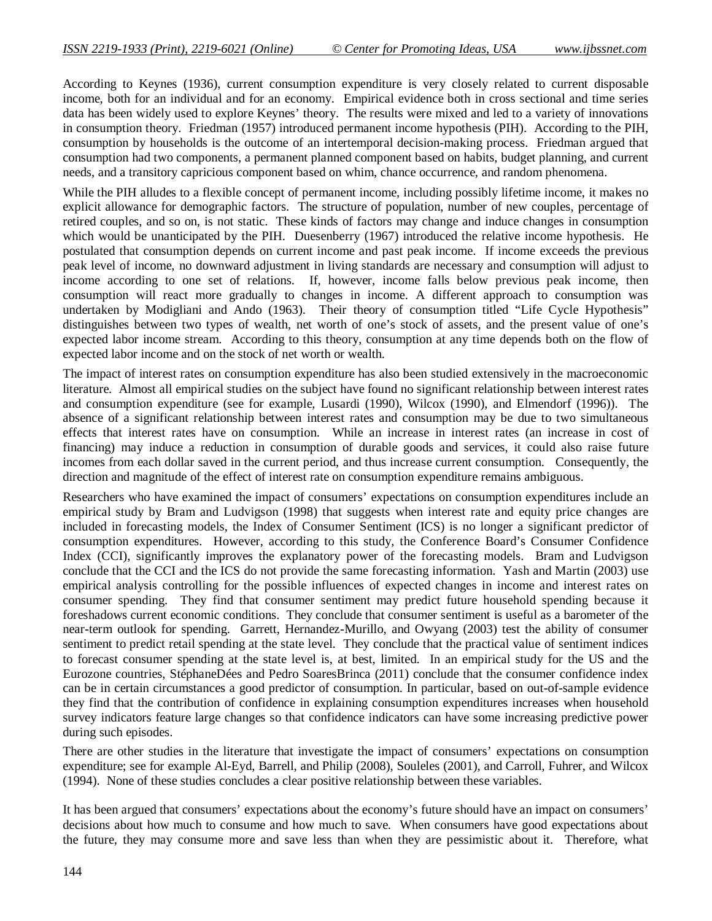According to Keynes (1936), current consumption expenditure is very closely related to current disposable income, both for an individual and for an economy. Empirical evidence both in cross sectional and time series data has been widely used to explore Keynes' theory. The results were mixed and led to a variety of innovations in consumption theory. Friedman (1957) introduced permanent income hypothesis (PIH). According to the PIH, consumption by households is the outcome of an intertemporal decision-making process. Friedman argued that consumption had two components, a permanent planned component based on habits, budget planning, and current needs, and a transitory capricious component based on whim, chance occurrence, and random phenomena.

While the PIH alludes to a flexible concept of permanent income, including possibly lifetime income, it makes no explicit allowance for demographic factors. The structure of population, number of new couples, percentage of retired couples, and so on, is not static. These kinds of factors may change and induce changes in consumption which would be unanticipated by the PIH. Duesenberry (1967) introduced the relative income hypothesis. He postulated that consumption depends on current income and past peak income. If income exceeds the previous peak level of income, no downward adjustment in living standards are necessary and consumption will adjust to income according to one set of relations. If, however, income falls below previous peak income, then consumption will react more gradually to changes in income. A different approach to consumption was undertaken by Modigliani and Ando (1963). Their theory of consumption titled "Life Cycle Hypothesis" distinguishes between two types of wealth, net worth of one's stock of assets, and the present value of one's expected labor income stream. According to this theory, consumption at any time depends both on the flow of expected labor income and on the stock of net worth or wealth.

The impact of interest rates on consumption expenditure has also been studied extensively in the macroeconomic literature. Almost all empirical studies on the subject have found no significant relationship between interest rates and consumption expenditure (see for example, Lusardi (1990), Wilcox (1990), and Elmendorf (1996)). The absence of a significant relationship between interest rates and consumption may be due to two simultaneous effects that interest rates have on consumption. While an increase in interest rates (an increase in cost of financing) may induce a reduction in consumption of durable goods and services, it could also raise future incomes from each dollar saved in the current period, and thus increase current consumption. Consequently, the direction and magnitude of the effect of interest rate on consumption expenditure remains ambiguous.

Researchers who have examined the impact of consumers' expectations on consumption expenditures include an empirical study by Bram and Ludvigson (1998) that suggests when interest rate and equity price changes are included in forecasting models, the Index of Consumer Sentiment (ICS) is no longer a significant predictor of consumption expenditures. However, according to this study, the Conference Board's Consumer Confidence Index (CCI), significantly improves the explanatory power of the forecasting models. Bram and Ludvigson conclude that the CCI and the ICS do not provide the same forecasting information. Yash and Martin (2003) use empirical analysis controlling for the possible influences of expected changes in income and interest rates on consumer spending. They find that consumer sentiment may predict future household spending because it foreshadows current economic conditions. They conclude that consumer sentiment is useful as a barometer of the near-term outlook for spending. Garrett, Hernandez-Murillo, and Owyang (2003) test the ability of consumer sentiment to predict retail spending at the state level. They conclude that the practical value of sentiment indices to forecast consumer spending at the state level is, at best, limited. In an empirical study for the US and the Eurozone countries, StéphaneDées and Pedro SoaresBrinca (2011) conclude that the consumer confidence index can be in certain circumstances a good predictor of consumption. In particular, based on out-of-sample evidence they find that the contribution of confidence in explaining consumption expenditures increases when household survey indicators feature large changes so that confidence indicators can have some increasing predictive power during such episodes.

There are other studies in the literature that investigate the impact of consumers' expectations on consumption expenditure; see for example Al-Eyd, Barrell, and Philip (2008), Souleles (2001), and Carroll, Fuhrer, and Wilcox (1994). None of these studies concludes a clear positive relationship between these variables.

It has been argued that consumers' expectations about the economy's future should have an impact on consumers' decisions about how much to consume and how much to save. When consumers have good expectations about the future, they may consume more and save less than when they are pessimistic about it. Therefore, what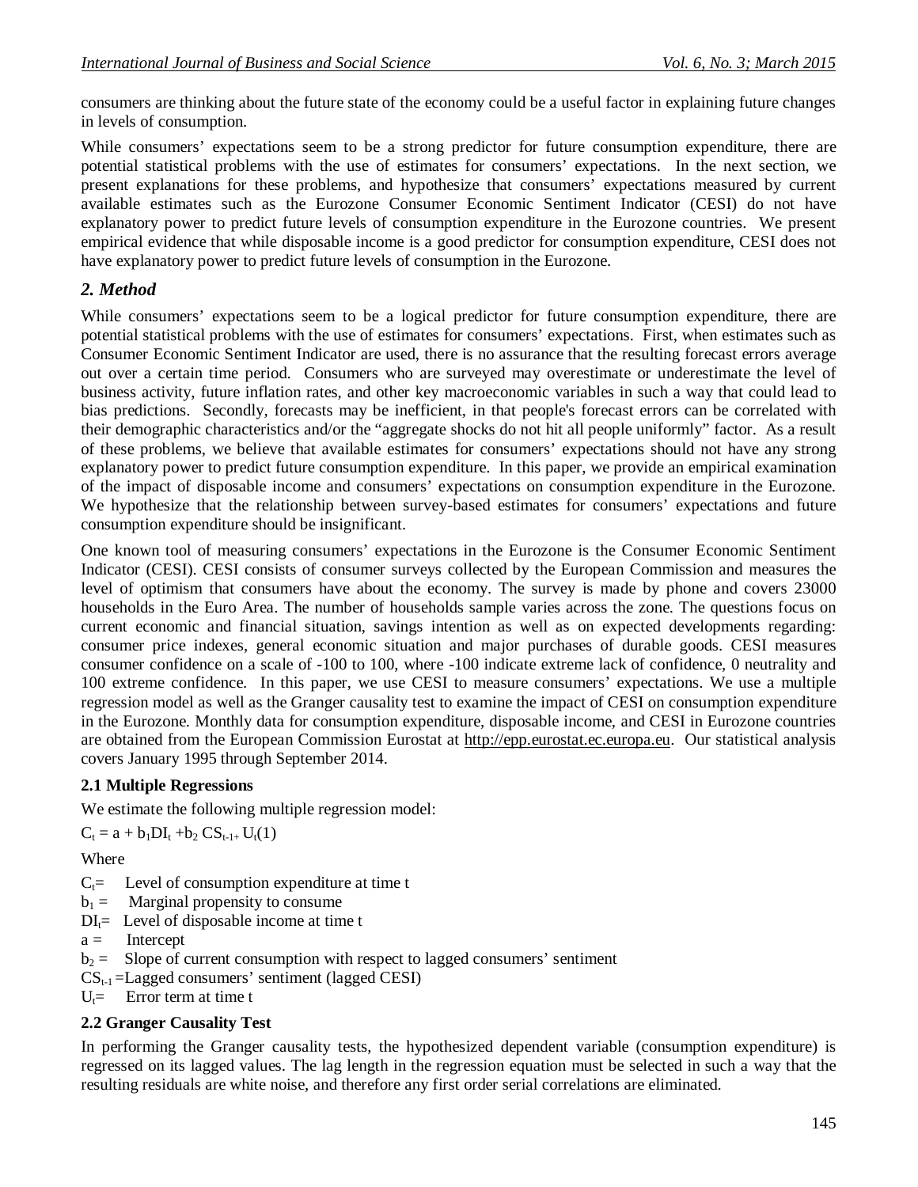consumers are thinking about the future state of the economy could be a useful factor in explaining future changes in levels of consumption.

While consumers' expectations seem to be a strong predictor for future consumption expenditure, there are potential statistical problems with the use of estimates for consumers' expectations. In the next section, we present explanations for these problems, and hypothesize that consumers' expectations measured by current available estimates such as the Eurozone Consumer Economic Sentiment Indicator (CESI) do not have explanatory power to predict future levels of consumption expenditure in the Eurozone countries. We present empirical evidence that while disposable income is a good predictor for consumption expenditure, CESI does not have explanatory power to predict future levels of consumption in the Eurozone.

## *2. Method*

While consumers' expectations seem to be a logical predictor for future consumption expenditure, there are potential statistical problems with the use of estimates for consumers' expectations. First, when estimates such as Consumer Economic Sentiment Indicator are used, there is no assurance that the resulting forecast errors average out over a certain time period. Consumers who are surveyed may overestimate or underestimate the level of business activity, future inflation rates, and other key macroeconomic variables in such a way that could lead to bias predictions. Secondly, forecasts may be inefficient, in that people's forecast errors can be correlated with their demographic characteristics and/or the "aggregate shocks do not hit all people uniformly" factor. As a result of these problems, we believe that available estimates for consumers' expectations should not have any strong explanatory power to predict future consumption expenditure. In this paper, we provide an empirical examination of the impact of disposable income and consumers' expectations on consumption expenditure in the Eurozone. We hypothesize that the relationship between survey-based estimates for consumers' expectations and future consumption expenditure should be insignificant.

One known tool of measuring consumers' expectations in the Eurozone is the Consumer Economic Sentiment Indicator (CESI). CESI consists of consumer surveys collected by the European Commission and measures the level of optimism that consumers have about the economy. The survey is made by phone and covers 23000 households in the Euro Area. The number of households sample varies across the zone. The questions focus on current economic and financial situation, savings intention as well as on expected developments regarding: consumer price indexes, general economic situation and major purchases of durable goods. CESI measures consumer confidence on a scale of -100 to 100, where -100 indicate extreme lack of confidence, 0 neutrality and 100 extreme confidence. In this paper, we use CESI to measure consumers' expectations. We use a multiple regression model as well as the Granger causality test to examine the impact of CESI on consumption expenditure in the Eurozone. Monthly data for consumption expenditure, disposable income, and CESI in Eurozone countries are obtained from the European Commission Eurostat at http://epp.eurostat.ec.europa.eu. Our statistical analysis covers January 1995 through September 2014.

### 2.1 Multiple Regressions

We estimate the following multiple regression model:

$$C_t = a + b_1 DI_t + b_2 CS_{t-1} + U_t \quad (1)$$

Where

- $C_t$ = Level of consumption expenditure at time t
- $b_1$ = Marginal propensity to consume
- $DI_t$ = Level of disposable income at time t
- $a$ = Intercept
- $b_2$ = Slope of current consumption with respect to lagged consumers' sentiment
- $CS_{t-1}$ = Lagged consumers' sentiment (lagged CESI)
- $U_t$ = Error term at time t

### 2.2 Granger Causality Test

In performing the Granger causality tests, the hypothesized dependent variable (consumption expenditure) is regressed on its lagged values. The lag length in the regression equation must be selected in such a way that the resulting residuals are white noise, and therefore any first order serial correlations are eliminated.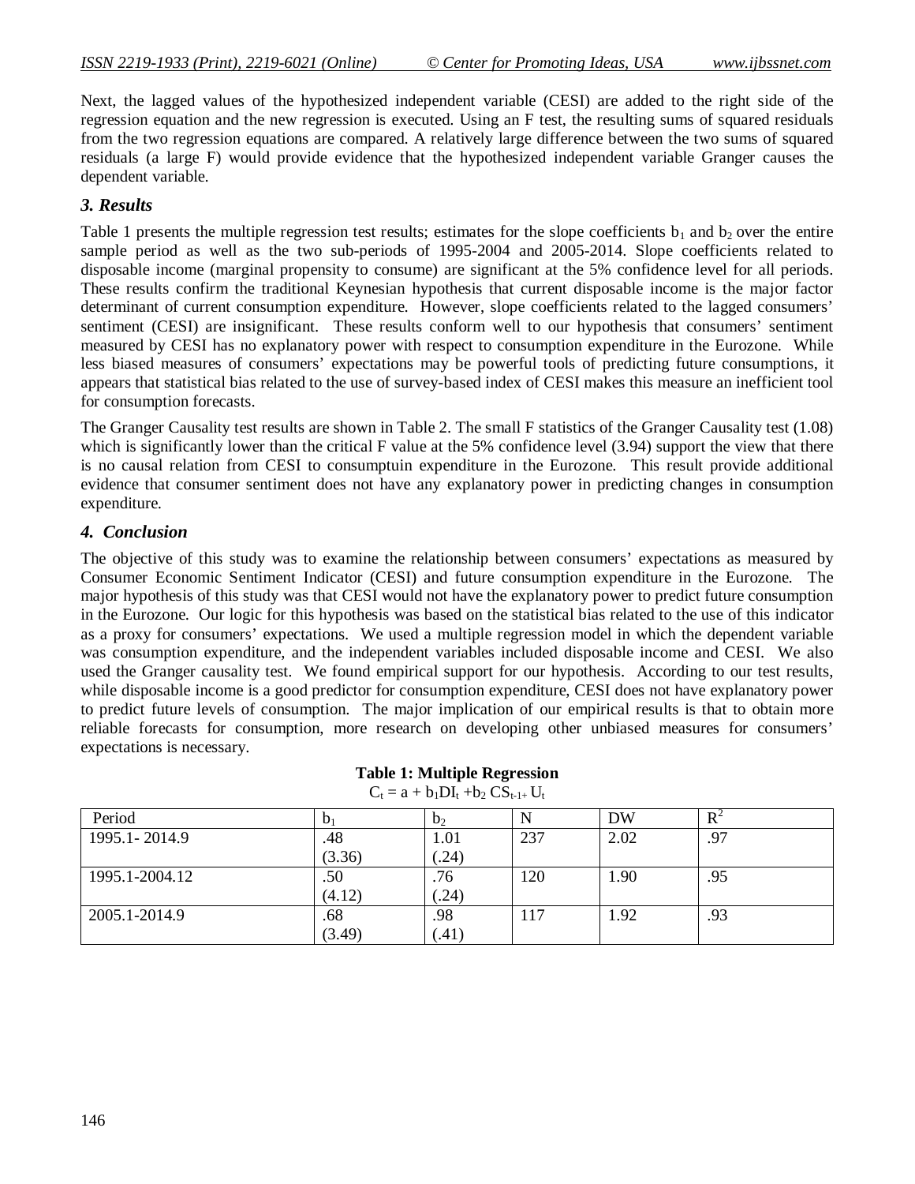Next, the lagged values of the hypothesized independent variable (CESI) are added to the right side of the regression equation and the new regression is executed. Using an F test, the resulting sums of squared residuals from the two regression equations are compared. A relatively large difference between the two sums of squared residuals (a large F) would provide evidence that the hypothesized independent variable Granger causes the dependent variable.

### *3. Results*

Table 1 presents the multiple regression test results; estimates for the slope coefficients $b_1$ and $b_2$ over the entire sample period as well as the two sub-periods of 1995-2004 and 2005-2014. Slope coefficients related to disposable income (marginal propensity to consume) are significant at the 5% confidence level for all periods. These results confirm the traditional Keynesian hypothesis that current disposable income is the major factor determinant of current consumption expenditure. However, slope coefficients related to the lagged consumers' sentiment (CESI) are insignificant. These results conform well to our hypothesis that consumers' sentiment measured by CESI has no explanatory power with respect to consumption expenditure in the Eurozone. While less biased measures of consumers' expectations may be powerful tools of predicting future consumptions, it appears that statistical bias related to the use of survey-based index of CESI makes this measure an inefficient tool for consumption forecasts.

The Granger Causality test results are shown in Table 2. The small F statistics of the Granger Causality test (1.08) which is significantly lower than the critical F value at the 5% confidence level (3.94) support the view that there is no causal relation from CESI to consumptuin expenditure in the Eurozone. This result provide additional evidence that consumer sentiment does not have any explanatory power in predicting changes in consumption expenditure.

### *4. Conclusion*

The objective of this study was to examine the relationship between consumers' expectations as measured by Consumer Economic Sentiment Indicator (CESI) and future consumption expenditure in the Eurozone. The major hypothesis of this study was that CESI would not have the explanatory power to predict future consumption in the Eurozone. Our logic for this hypothesis was based on the statistical bias related to the use of this indicator as a proxy for consumers' expectations. We used a multiple regression model in which the dependent variable was consumption expenditure, and the independent variables included disposable income and CESI. We also used the Granger causality test. We found empirical support for our hypothesis. According to our test results, while disposable income is a good predictor for consumption expenditure, CESI does not have explanatory power to predict future levels of consumption. The major implication of our empirical results is that to obtain more reliable forecasts for consumption, more research on developing other unbiased measures for consumers' expectations is necessary.

**Table 1: Multiple Regression**

$C_t = a + b_1DI_t + b_2\, CS_{t-1} + U_t$

| Period | $b_1$ | $b_2$ | N | DW | $R^2$ |
|---|---|---|---|---|---|
| 1995.1- 2014.9 | .48<br>(3.36) | 1.01<br>(.24) | 237 | 2.02 | .97 |
| 1995.1-2004.12 | .50<br>(4.12) | .76<br>(.24) | 120 | 1.90 | .95 |
| 2005.1-2014.9 | .68<br>(3.49) | .98<br>(.41) | 117 | 1.92 | .93 |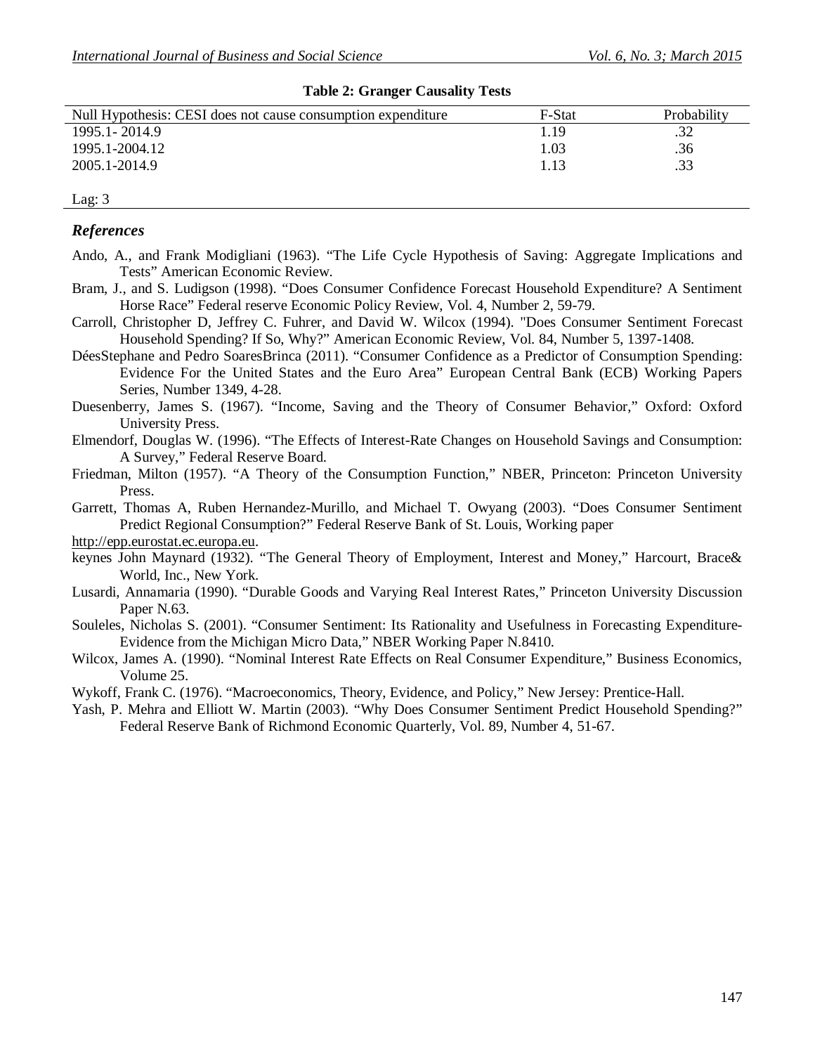**Table 2: Granger Causality Tests**

| Null Hypothesis: CESI does not cause consumption expenditure | F-Stat | Probability |
|---|---|---|
| 1995.1- 2014.9 | 1.19 | .32 |
| 1995.1-2004.12 | 1.03 | .36 |
| 2005.1-2014.9 | 1.13 | .33 |

Lag: 3

## *References*

Ando, A., and Frank Modigliani (1963). "The Life Cycle Hypothesis of Saving: Aggregate Implications and Tests" American Economic Review.

Bram, J., and S. Ludigson (1998). "Does Consumer Confidence Forecast Household Expenditure? A Sentiment Horse Race" Federal reserve Economic Policy Review, Vol. 4, Number 2, 59-79.

Carroll, Christopher D, Jeffrey C. Fuhrer, and David W. Wilcox (1994). "Does Consumer Sentiment Forecast Household Spending? If So, Why?" American Economic Review, Vol. 84, Number 5, 1397-1408.

DéesStephane and Pedro SoaresBrinca (2011). "Consumer Confidence as a Predictor of Consumption Spending: Evidence For the United States and the Euro Area" European Central Bank (ECB) Working Papers Series, Number 1349, 4-28.

Duesenberry, James S. (1967). "Income, Saving and the Theory of Consumer Behavior," Oxford: Oxford University Press.

Elmendorf, Douglas W. (1996). "The Effects of Interest-Rate Changes on Household Savings and Consumption: A Survey," Federal Reserve Board.

Friedman, Milton (1957). "A Theory of the Consumption Function," NBER, Princeton: Princeton University Press.

Garrett, Thomas A, Ruben Hernandez-Murillo, and Michael T. Owyang (2003). "Does Consumer Sentiment Predict Regional Consumption?" Federal Reserve Bank of St. Louis, Working paper

http://epp.eurostat.ec.europa.eu.

keynes John Maynard (1932). "The General Theory of Employment, Interest and Money," Harcourt, Brace& World, Inc., New York.

Lusardi, Annamaria (1990). "Durable Goods and Varying Real Interest Rates," Princeton University Discussion Paper N.63.

Souleles, Nicholas S. (2001). "Consumer Sentiment: Its Rationality and Usefulness in Forecasting Expenditure-Evidence from the Michigan Micro Data," NBER Working Paper N.8410.

Wilcox, James A. (1990). "Nominal Interest Rate Effects on Real Consumer Expenditure," Business Economics, Volume 25.

Wykoff, Frank C. (1976). "Macroeconomics, Theory, Evidence, and Policy," New Jersey: Prentice-Hall.

Yash, P. Mehra and Elliott W. Martin (2003). "Why Does Consumer Sentiment Predict Household Spending?" Federal Reserve Bank of Richmond Economic Quarterly, Vol. 89, Number 4, 51-67.